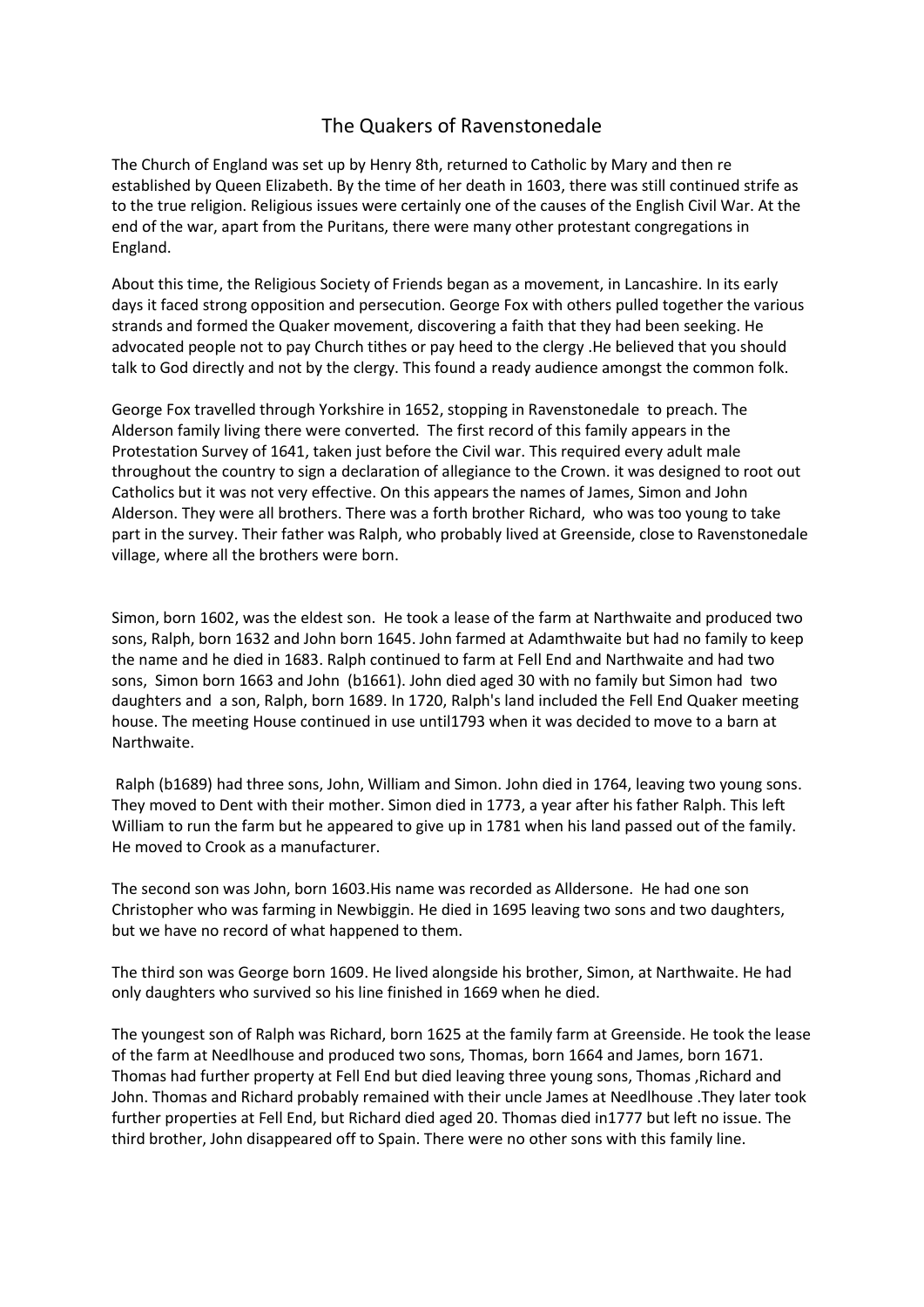# The Quakers of Ravenstonedale

The Church of England was set up by Henry 8th, returned to Catholic by Mary and then re established by Queen Elizabeth. By the time of her death in 1603, there was still continued strife as to the true religion. Religious issues were certainly one of the causes of the English Civil War. At the end of the war, apart from the Puritans, there were many other protestant congregations in England.

About this time, the Religious Society of Friends began as a movement, in Lancashire. In its early days it faced strong opposition and persecution. George Fox with others pulled together the various strands and formed the Quaker movement, discovering a faith that they had been seeking. He advocated people not to pay Church tithes or pay heed to the clergy .He believed that you should talk to God directly and not by the clergy. This found a ready audience amongst the common folk.

George Fox travelled through Yorkshire in 1652, stopping in Ravenstonedale to preach. The Alderson family living there were converted. The first record of this family appears in the Protestation Survey of 1641, taken just before the Civil war. This required every adult male throughout the country to sign a declaration of allegiance to the Crown. it was designed to root out Catholics but it was not very effective. On this appears the names of James, Simon and John Alderson. They were all brothers. There was a forth brother Richard, who was too young to take part in the survey. Their father was Ralph, who probably lived at Greenside, close to Ravenstonedale village, where all the brothers were born.

Simon, born 1602, was the eldest son. He took a lease of the farm at Narthwaite and produced two sons, Ralph, born 1632 and John born 1645. John farmed at Adamthwaite but had no family to keep the name and he died in 1683. Ralph continued to farm at Fell End and Narthwaite and had two sons, Simon born 1663 and John (b1661). John died aged 30 with no family but Simon had two daughters and a son, Ralph, born 1689. In 1720, Ralph's land included the Fell End Quaker meeting house. The meeting House continued in use until1793 when it was decided to move to a barn at Narthwaite.

Ralph (b1689) had three sons, John, William and Simon. John died in 1764, leaving two young sons. They moved to Dent with their mother. Simon died in 1773, a year after his father Ralph. This left William to run the farm but he appeared to give up in 1781 when his land passed out of the family. He moved to Crook as a manufacturer.

The second son was John, born 1603.His name was recorded as Alldersone. He had one son Christopher who was farming in Newbiggin. He died in 1695 leaving two sons and two daughters, but we have no record of what happened to them.

The third son was George born 1609. He lived alongside his brother, Simon, at Narthwaite. He had only daughters who survived so his line finished in 1669 when he died.

The youngest son of Ralph was Richard, born 1625 at the family farm at Greenside. He took the lease of the farm at Needlhouse and produced two sons, Thomas, born 1664 and James, born 1671. Thomas had further property at Fell End but died leaving three young sons, Thomas ,Richard and John. Thomas and Richard probably remained with their uncle James at Needlhouse .They later took further properties at Fell End, but Richard died aged 20. Thomas died in1777 but left no issue. The third brother, John disappeared off to Spain. There were no other sons with this family line.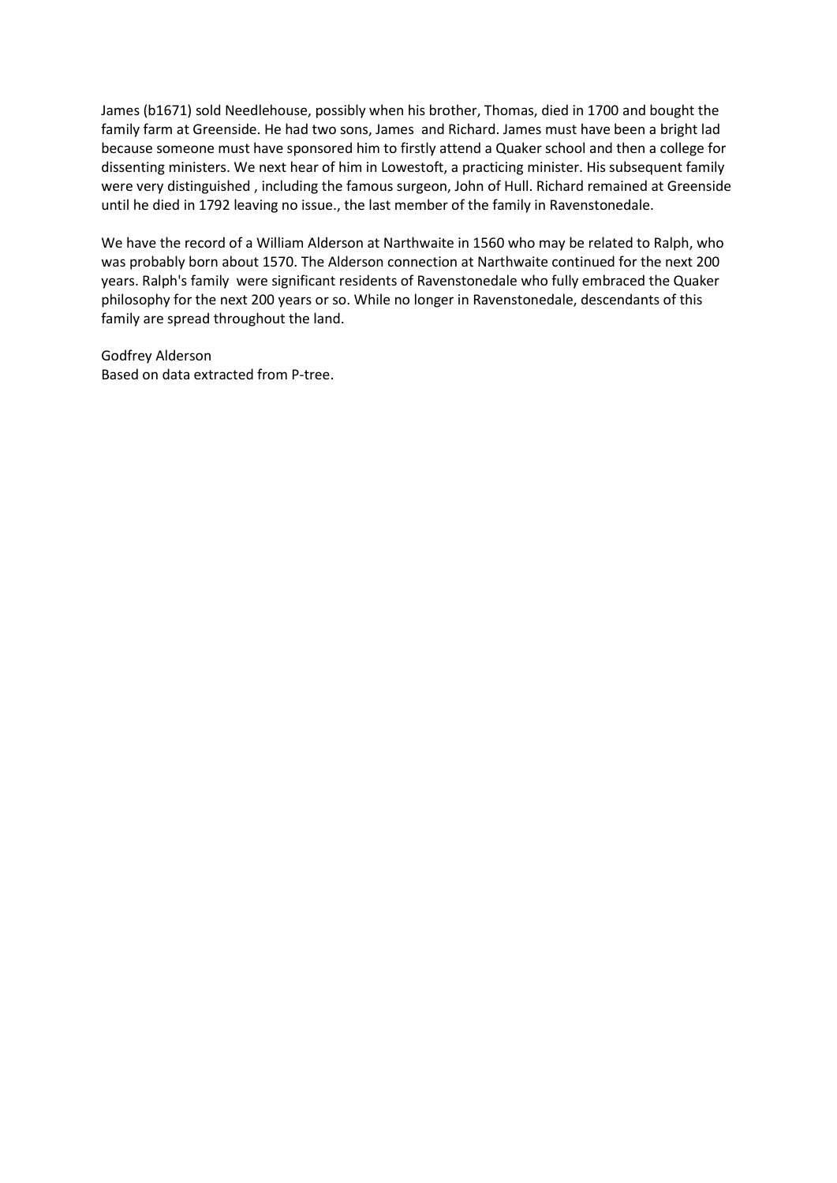James (b1671) sold Needlehouse, possibly when his brother, Thomas, died in 1700 and bought the family farm at Greenside. He had two sons, James and Richard. James must have been a bright lad because someone must have sponsored him to firstly attend a Quaker school and then a college for dissenting ministers. We next hear of him in Lowestoft, a practicing minister. His subsequent family were very distinguished , including the famous surgeon, John of Hull. Richard remained at Greenside until he died in 1792 leaving no issue., the last member of the family in Ravenstonedale.

We have the record of a William Alderson at Narthwaite in 1560 who may be related to Ralph, who was probably born about 1570. The Alderson connection at Narthwaite continued for the next 200 years. Ralph's family were significant residents of Ravenstonedale who fully embraced the Quaker philosophy for the next 200 years or so. While no longer in Ravenstonedale, descendants of this family are spread throughout the land.

Godfrey Alderson
Based on data extracted from P-tree.